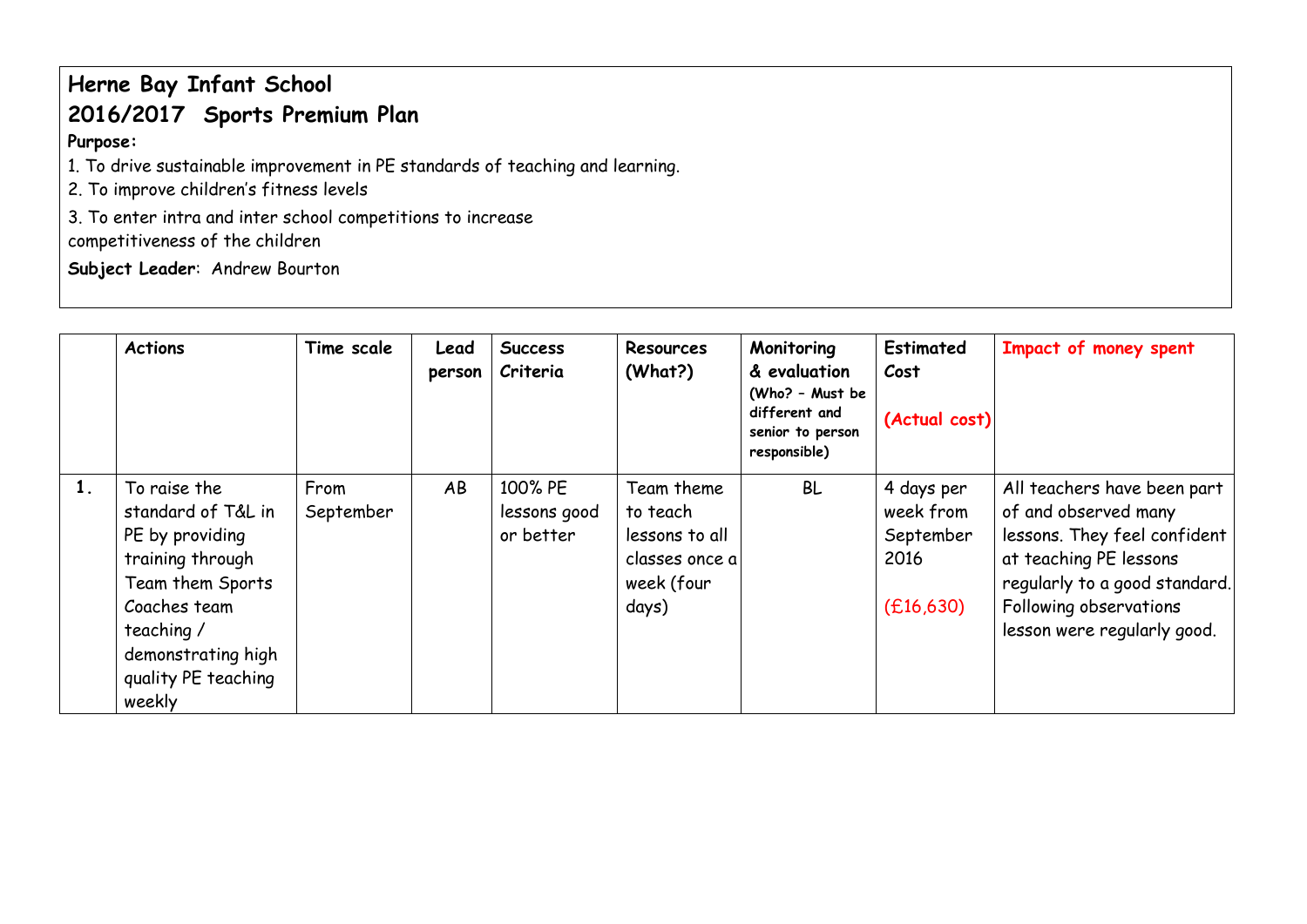# Herne Bay Infant School

## 2016/2017 Sports Premium Plan

**Purpose:**

1. To drive sustainable improvement in PE standards of teaching and learning.
2. To improve children's fitness levels
3. To enter intra and inter school competitions to increase competitiveness of the children

**Subject Leader**: Andrew Bourton

| | Actions | Time scale | Lead person | Success Criteria | Resources (What?) | Monitoring & evaluation (Who? – Must be different and senior to person responsible) | Estimated Cost (Actual cost) | Impact of money spent |
|---|---|---|---|---|---|---|---|---|
| 1. | To raise the standard of T&L in PE by providing training through Team them Sports Coaches team teaching / demonstrating high quality PE teaching weekly | From September | AB | 100% PE lessons good or better | Team theme to teach lessons to all classes once a week (four days) | BL | 4 days per week from September 2016 (£16,630) | All teachers have been part of and observed many lessons. They feel confident at teaching PE lessons regularly to a good standard. Following observations lesson were regularly good. |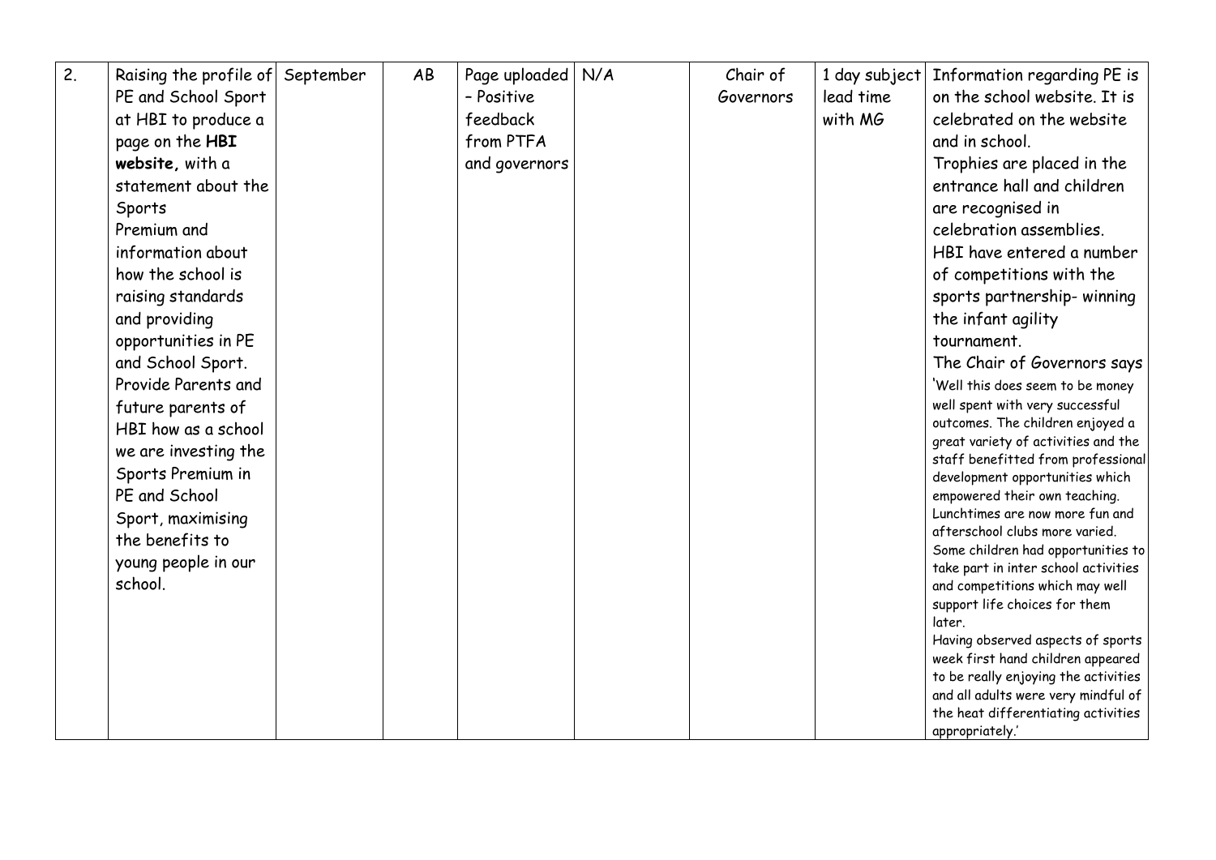| 2. | Raising the profile of PE and School Sport at HBI to produce a page on the **HBI website,** with a statement about the Sports Premium and information about how the school is raising standards and providing opportunities in PE and School Sport. Provide Parents and future parents of HBI how as a school we are investing the Sports Premium in PE and School Sport, maximising the benefits to young people in our school. | September | AB | Page uploaded – Positive feedback from PTFA and governors | N/A | Chair of Governors | 1 day subject lead time with MG | Information regarding PE is on the school website. It is celebrated on the website and in school. Trophies are placed in the entrance hall and children are recognised in celebration assemblies. HBI have entered a number of competitions with the sports partnership- winning the infant agility tournament. The Chair of Governors says 'Well this does seem to be money well spent with very successful outcomes. The children enjoyed a great variety of activities and the staff benefitted from professional development opportunities which empowered their own teaching. Lunchtimes are now more fun and afterschool clubs more varied. Some children had opportunities to take part in inter school activities and competitions which may well support life choices for them later. Having observed aspects of sports week first hand children appeared to be really enjoying the activities and all adults were very mindful of the heat differentiating activities appropriately.' |
|---|---|---|---|---|---|---|---|---|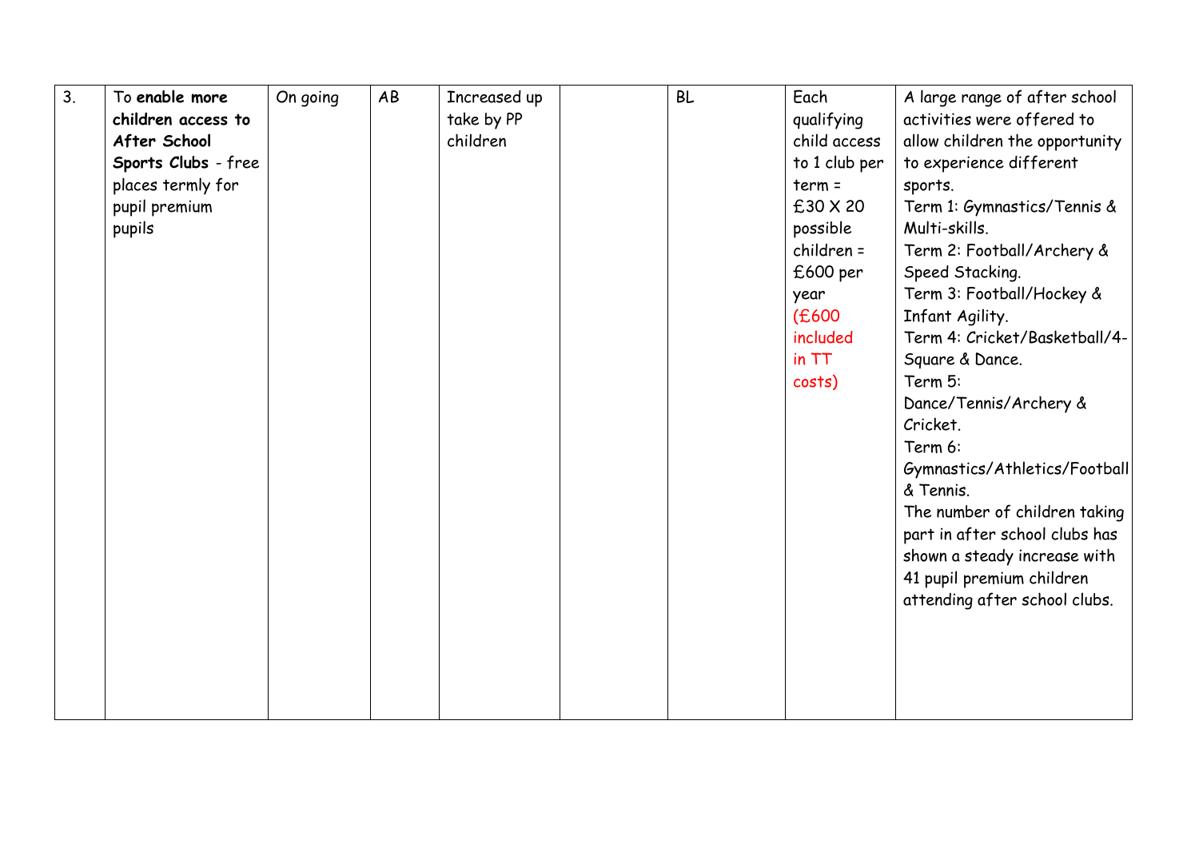| | | | | | | | | |
|---|---|---|---|---|---|---|---|---|
| 3. | To **enable more children access to After School Sports Clubs** - free places termly for pupil premium pupils | On going | AB | Increased up take by PP children | | BL | Each qualifying child access to 1 club per term = £30 X 20 possible children = £600 per year (£600 included in TT costs) | A large range of after school activities were offered to allow children the opportunity to experience different sports.<br>Term 1: Gymnastics/Tennis & Multi-skills.<br>Term 2: Football/Archery & Speed Stacking.<br>Term 3: Football/Hockey & Infant Agility.<br>Term 4: Cricket/Basketball/4-Square & Dance.<br>Term 5: Dance/Tennis/Archery & Cricket.<br>Term 6: Gymnastics/Athletics/Football & Tennis.<br>The number of children taking part in after school clubs has shown a steady increase with 41 pupil premium children attending after school clubs. |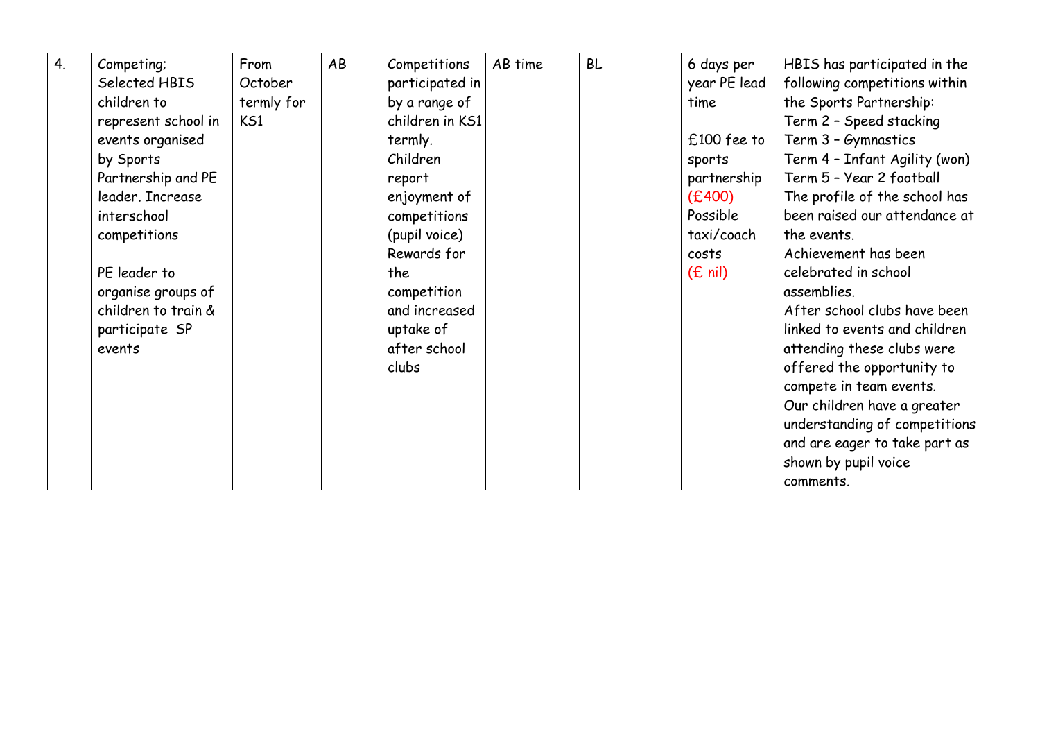| 4. | Competing; Selected HBIS children to represent school in events organised by Sports Partnership and PE leader. Increase interschool competitions<br><br>PE leader to organise groups of children to train & participate SP events | From October termly for KS1 | AB | Competitions participated in by a range of children in KS1 termly. Children report enjoyment of competitions (pupil voice) Rewards for the competition and increased uptake of after school clubs | AB time | BL | 6 days per year PE lead time<br><br>£100 fee to sports partnership (£400) Possible taxi/coach costs (£ nil) | HBIS has participated in the following competitions within the Sports Partnership:<br>Term 2 – Speed stacking<br>Term 3 – Gymnastics<br>Term 4 – Infant Agility (won)<br>Term 5 – Year 2 football<br>The profile of the school has been raised our attendance at the events.<br>Achievement has been celebrated in school assemblies.<br>After school clubs have been linked to events and children attending these clubs were offered the opportunity to compete in team events.<br>Our children have a greater understanding of competitions and are eager to take part as shown by pupil voice comments. |
|---|---|---|---|---|---|---|---|---|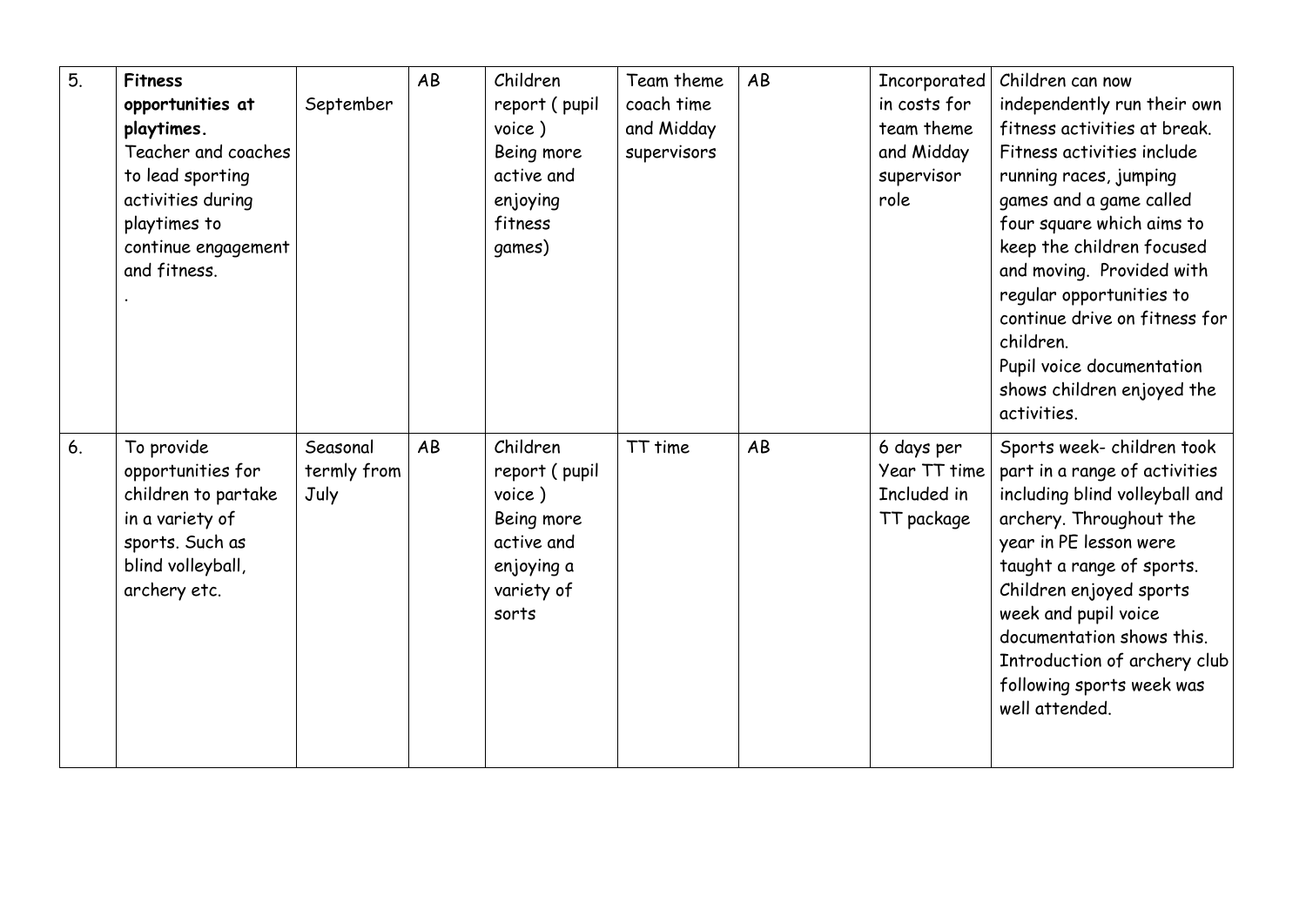| 5. | **Fitness opportunities at playtimes.** Teacher and coaches to lead sporting activities during playtimes to continue engagement and fitness. . | September | AB | Children report ( pupil voice ) Being more active and enjoying fitness games) | Team theme coach time and Midday supervisors | AB | Incorporated in costs for team theme and Midday supervisor role | Children can now independently run their own fitness activities at break. Fitness activities include running races, jumping games and a game called four square which aims to keep the children focused and moving. Provided with regular opportunities to continue drive on fitness for children. Pupil voice documentation shows children enjoyed the activities. |
|---|---|---|---|---|---|---|---|---|
| 6. | To provide opportunities for children to partake in a variety of sports. Such as blind volleyball, archery etc. | Seasonal termly from July | AB | Children report ( pupil voice ) Being more active and enjoying a variety of sorts | TT time | AB | 6 days per Year TT time Included in TT package | Sports week- children took part in a range of activities including blind volleyball and archery. Throughout the year in PE lesson were taught a range of sports. Children enjoyed sports week and pupil voice documentation shows this. Introduction of archery club following sports week was well attended. |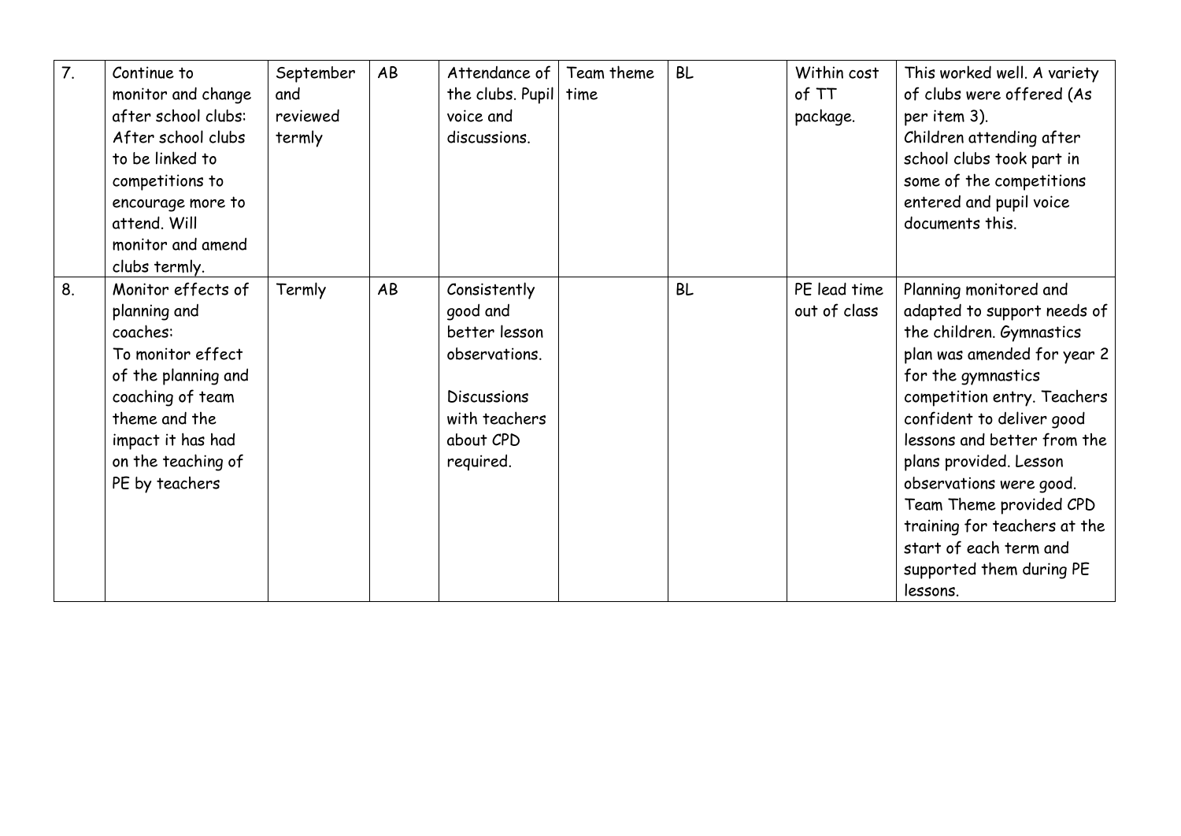| 7. | Continue to monitor and change after school clubs: After school clubs to be linked to competitions to encourage more to attend. Will monitor and amend clubs termly. | September and reviewed termly | AB | Attendance of the clubs. Pupil voice and discussions. | Team theme time | BL | Within cost of TT package. | This worked well. A variety of clubs were offered (As per item 3). Children attending after school clubs took part in some of the competitions entered and pupil voice documents this. |
|---|---|---|---|---|---|---|---|---|
| 8. | Monitor effects of planning and coaches: To monitor effect of the planning and coaching of team theme and the impact it has had on the teaching of PE by teachers | Termly | AB | Consistently good and better lesson observations. Discussions with teachers about CPD required. | | BL | PE lead time out of class | Planning monitored and adapted to support needs of the children. Gymnastics plan was amended for year 2 for the gymnastics competition entry. Teachers confident to deliver good lessons and better from the plans provided. Lesson observations were good. Team Theme provided CPD training for teachers at the start of each term and supported them during PE lessons. |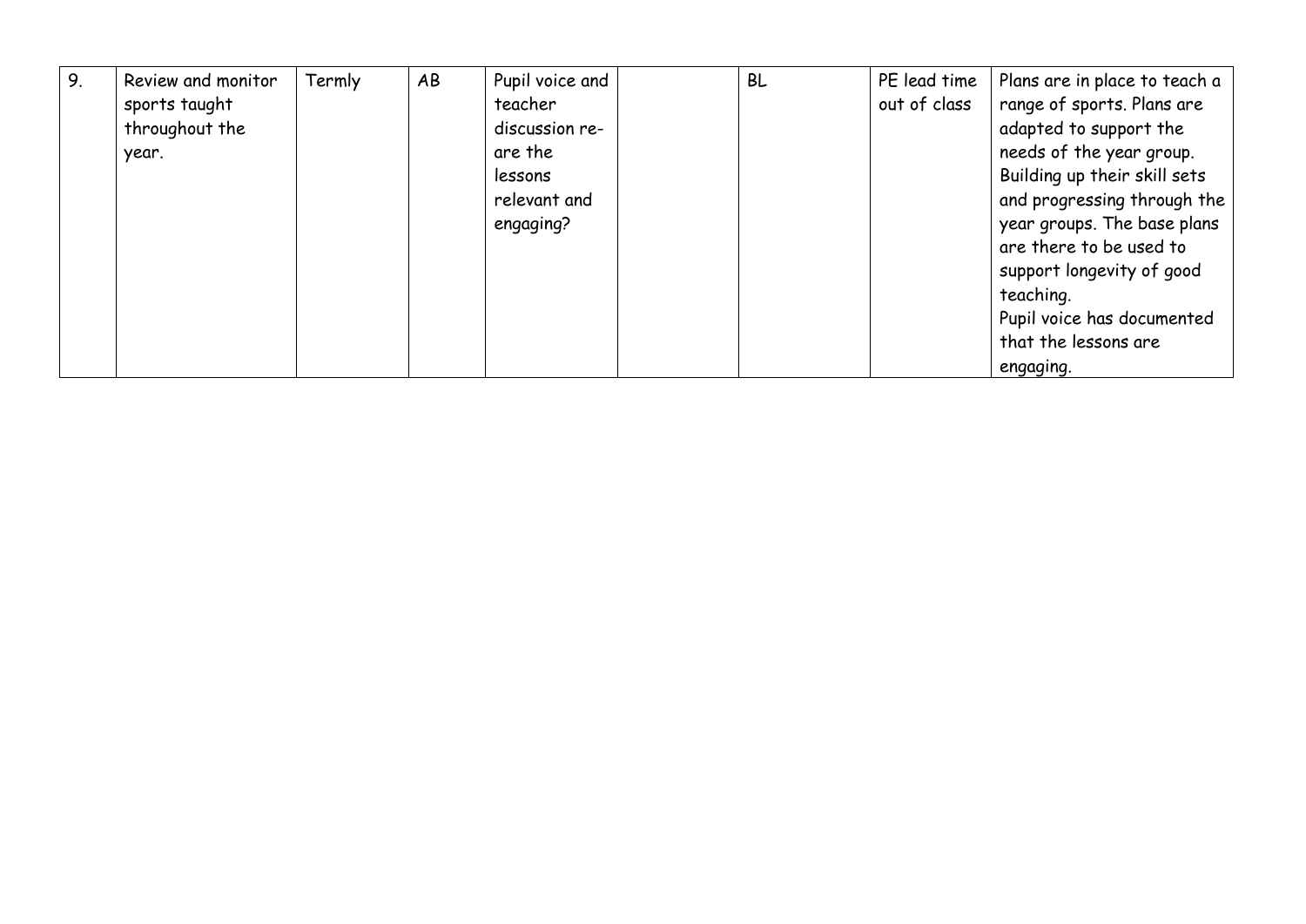| | | | | | | | | |
|---|---|---|---|---|---|---|---|---|
| 9. | Review and monitor sports taught throughout the year. | Termly | AB | Pupil voice and teacher discussion re- are the lessons relevant and engaging? | | BL | PE lead time out of class | Plans are in place to teach a range of sports. Plans are adapted to support the needs of the year group. Building up their skill sets and progressing through the year groups. The base plans are there to be used to support longevity of good teaching.<br>Pupil voice has documented that the lessons are engaging. |